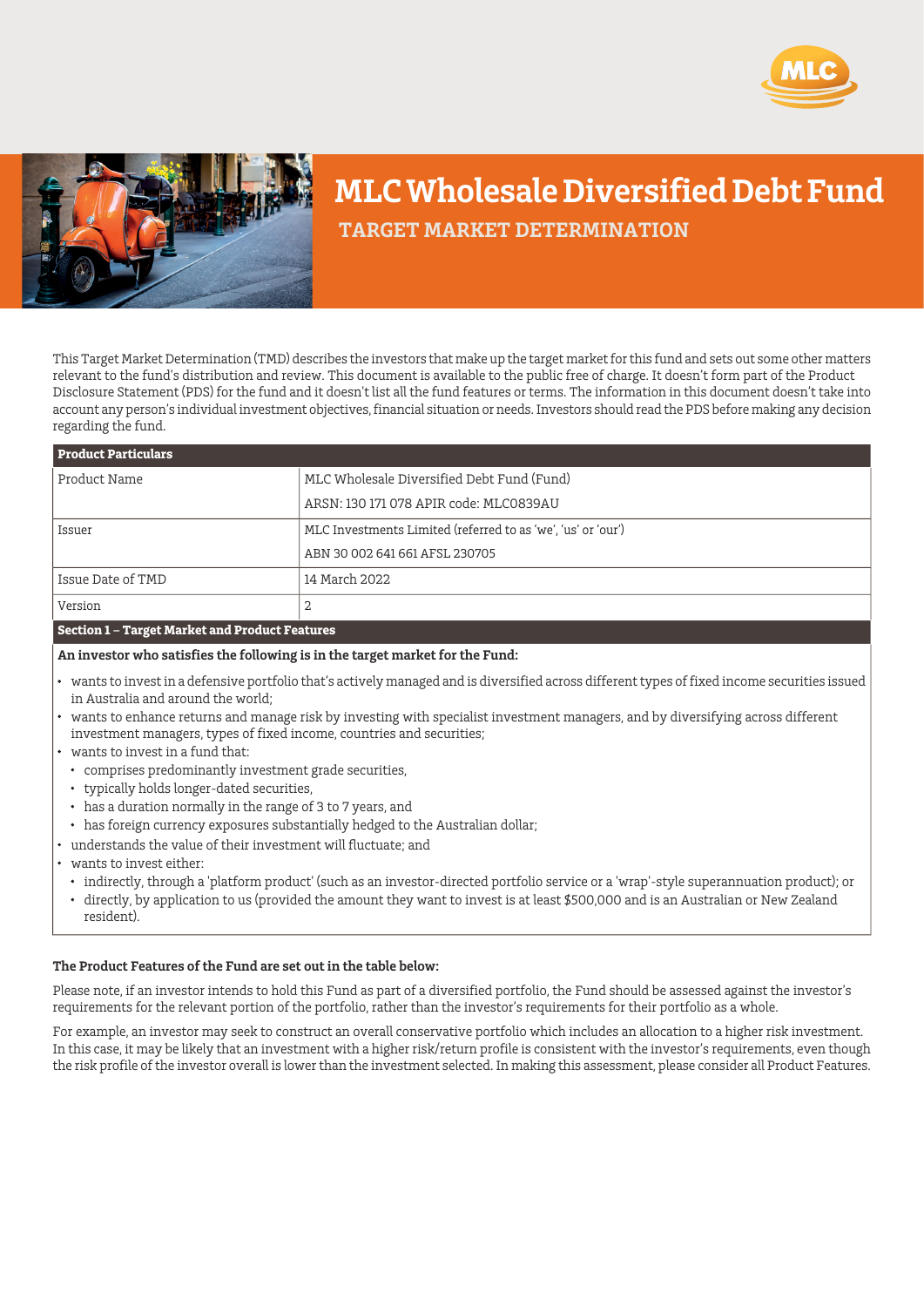# MLC Wholesale Diversified Debt Fund

## TARGET MARKET DETERMINATION

This Target Market Determination (TMD) describes the investors that make up the target market for this fund and sets out some other matters relevant to the fund's distribution and review. This document is available to the public free of charge. It doesn't form part of the Product Disclosure Statement (PDS) for the fund and it doesn't list all the fund features or terms. The information in this document doesn't take into account any person's individual investment objectives, financial situation or needs. Investors should read the PDS before making any decision regarding the fund.

| Product Particulars | |
|---|---|
| Product Name | MLC Wholesale Diversified Debt Fund (Fund)<br>ARSN: 130 171 078 APIR code: MLC0839AU |
| Issuer | MLC Investments Limited (referred to as 'we', 'us' or 'our')<br>ABN 30 002 641 661 AFSL 230705 |
| Issue Date of TMD | 14 March 2022 |
| Version | 2 |

### Section 1 – Target Market and Product Features

**An investor who satisfies the following is in the target market for the Fund:**

- wants to invest in a defensive portfolio that's actively managed and is diversified across different types of fixed income securities issued in Australia and around the world;
- wants to enhance returns and manage risk by investing with specialist investment managers, and by diversifying across different investment managers, types of fixed income, countries and securities;
- wants to invest in a fund that:
  - comprises predominantly investment grade securities,
  - typically holds longer-dated securities,
  - has a duration normally in the range of 3 to 7 years, and
  - has foreign currency exposures substantially hedged to the Australian dollar;
- understands the value of their investment will fluctuate; and
- wants to invest either:
  - indirectly, through a 'platform product' (such as an investor-directed portfolio service or a 'wrap'-style superannuation product); or
  - directly, by application to us (provided the amount they want to invest is at least $500,000 and is an Australian or New Zealand resident).

**The Product Features of the Fund are set out in the table below:**

Please note, if an investor intends to hold this Fund as part of a diversified portfolio, the Fund should be assessed against the investor's requirements for the relevant portion of the portfolio, rather than the investor's requirements for their portfolio as a whole.

For example, an investor may seek to construct an overall conservative portfolio which includes an allocation to a higher risk investment. In this case, it may be likely that an investment with a higher risk/return profile is consistent with the investor's requirements, even though the risk profile of the investor overall is lower than the investment selected. In making this assessment, please consider all Product Features.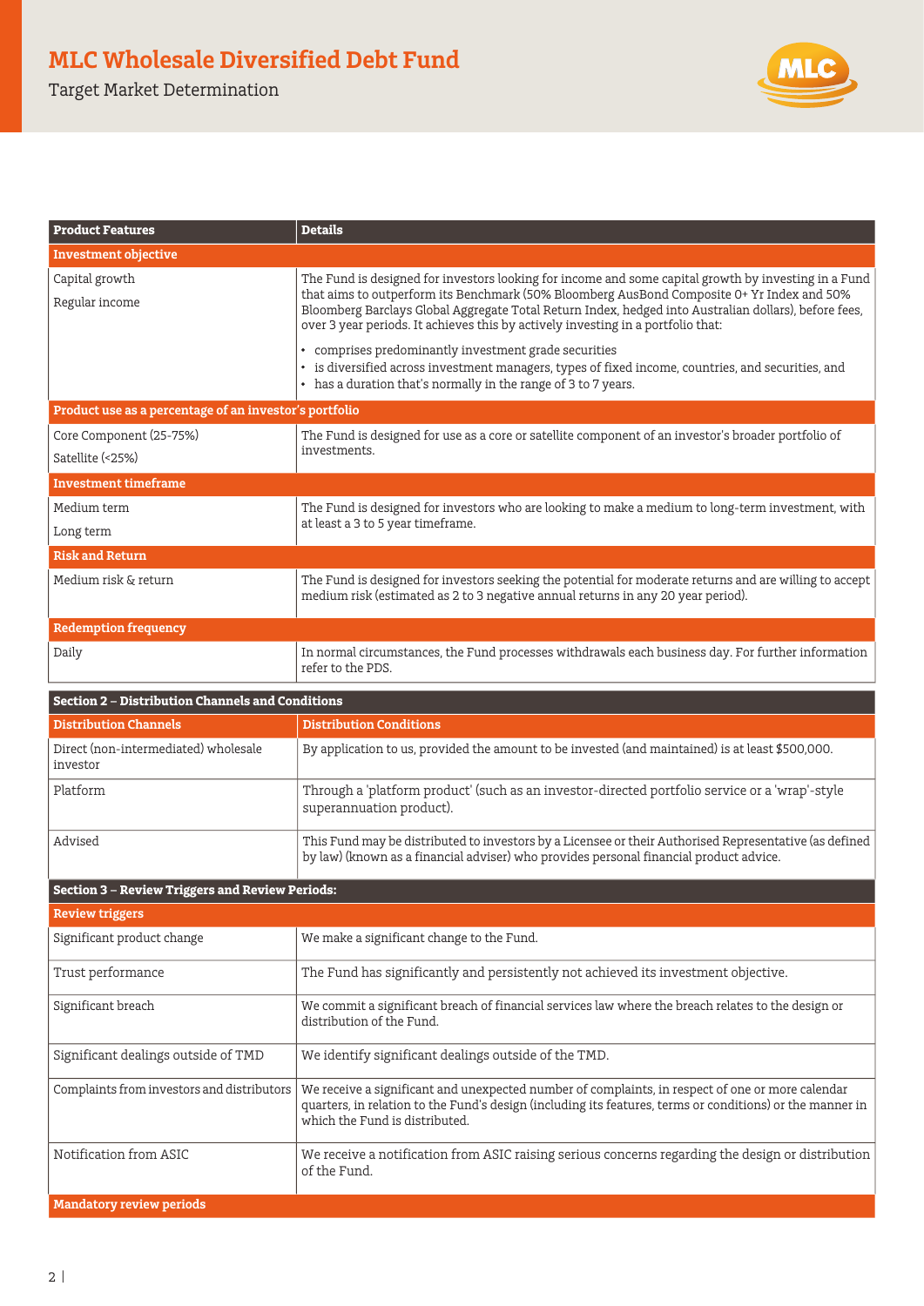# MLC Wholesale Diversified Debt Fund

Target Market Determination

| Product Features | Details |
|---|---|
| **Investment objective** | |
| Capital growth<br>Regular income | The Fund is designed for investors looking for income and some capital growth by investing in a Fund that aims to outperform its Benchmark (50% Bloomberg AusBond Composite 0+ Yr Index and 50% Bloomberg Barclays Global Aggregate Total Return Index, hedged into Australian dollars), before fees, over 3 year periods. It achieves this by actively investing in a portfolio that:<br>• comprises predominantly investment grade securities<br>• is diversified across investment managers, types of fixed income, countries, and securities, and<br>• has a duration that's normally in the range of 3 to 7 years. |
| **Product use as a percentage of an investor's portfolio** | |
| Core Component (25-75%)<br>Satellite (<25%) | The Fund is designed for use as a core or satellite component of an investor's broader portfolio of investments. |
| **Investment timeframe** | |
| Medium term<br>Long term | The Fund is designed for investors who are looking to make a medium to long-term investment, with at least a 3 to 5 year timeframe. |
| **Risk and Return** | |
| Medium risk & return | The Fund is designed for investors seeking the potential for moderate returns and are willing to accept medium risk (estimated as 2 to 3 negative annual returns in any 20 year period). |
| **Redemption frequency** | |
| Daily | In normal circumstances, the Fund processes withdrawals each business day. For further information refer to the PDS. |

| Section 2 – Distribution Channels and Conditions | |
|---|---|
| **Distribution Channels** | **Distribution Conditions** |
| Direct (non-intermediated) wholesale investor | By application to us, provided the amount to be invested (and maintained) is at least $500,000. |
| Platform | Through a 'platform product' (such as an investor-directed portfolio service or a 'wrap'-style superannuation product). |
| Advised | This Fund may be distributed to investors by a Licensee or their Authorised Representative (as defined by law) (known as a financial adviser) who provides personal financial product advice. |

| Section 3 – Review Triggers and Review Periods: | |
|---|---|
| **Review triggers** | |
| Significant product change | We make a significant change to the Fund. |
| Trust performance | The Fund has significantly and persistently not achieved its investment objective. |
| Significant breach | We commit a significant breach of financial services law where the breach relates to the design or distribution of the Fund. |
| Significant dealings outside of TMD | We identify significant dealings outside of the TMD. |
| Complaints from investors and distributors | We receive a significant and unexpected number of complaints, in respect of one or more calendar quarters, in relation to the Fund's design (including its features, terms or conditions) or the manner in which the Fund is distributed. |
| Notification from ASIC | We receive a notification from ASIC raising serious concerns regarding the design or distribution of the Fund. |
| **Mandatory review periods** | |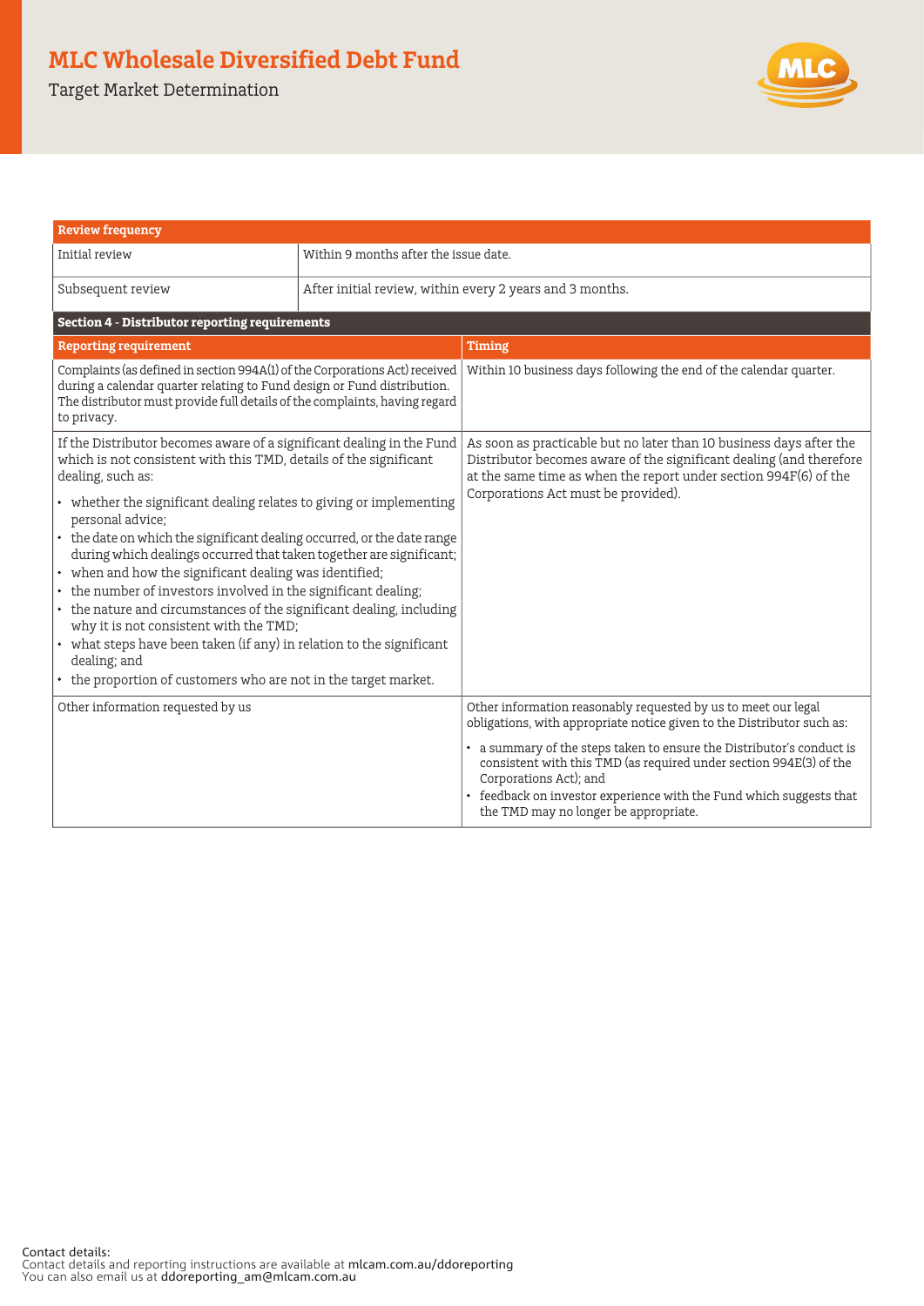# MLC Wholesale Diversified Debt Fund

Target Market Determination

| Review frequency | |
|---|---|
| Initial review | Within 9 months after the issue date. |
| Subsequent review | After initial review, within every 2 years and 3 months. |

**Section 4 - Distributor reporting requirements**

| Reporting requirement | Timing |
|---|---|
| Complaints (as defined in section 994A(1) of the Corporations Act) received during a calendar quarter relating to Fund design or Fund distribution. The distributor must provide full details of the complaints, having regard to privacy. | Within 10 business days following the end of the calendar quarter. |
| If the Distributor becomes aware of a significant dealing in the Fund which is not consistent with this TMD, details of the significant dealing, such as:<br>• whether the significant dealing relates to giving or implementing personal advice;<br>• the date on which the significant dealing occurred, or the date range during which dealings occurred that taken together are significant;<br>• when and how the significant dealing was identified;<br>• the number of investors involved in the significant dealing;<br>• the nature and circumstances of the significant dealing, including why it is not consistent with the TMD;<br>• what steps have been taken (if any) in relation to the significant dealing; and<br>• the proportion of customers who are not in the target market. | As soon as practicable but no later than 10 business days after the Distributor becomes aware of the significant dealing (and therefore at the same time as when the report under section 994F(6) of the Corporations Act must be provided). |
| Other information requested by us | Other information reasonably requested by us to meet our legal obligations, with appropriate notice given to the Distributor such as:<br>• a summary of the steps taken to ensure the Distributor's conduct is consistent with this TMD (as required under section 994E(3) of the Corporations Act); and<br>• feedback on investor experience with the Fund which suggests that the TMD may no longer be appropriate. |

Contact details:
Contact details and reporting instructions are available at mlcam.com.au/ddoreporting
You can also email us at ddoreporting_am@mlcam.com.au